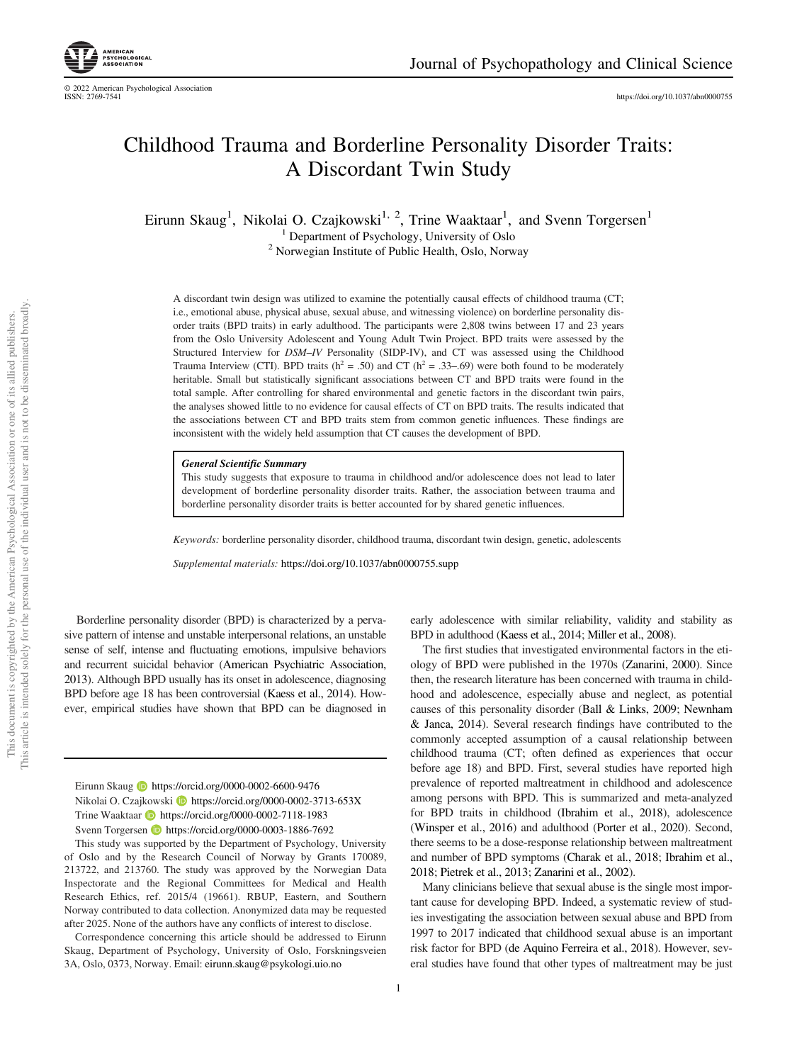# Childhood Trauma and Borderline Personality Disorder Traits: A Discordant Twin Study

Eirunn Skaug[1], Nikolai O. Czajkowski[1, 2], Trine Waaktaar[1], and Svenn Torgersen[1]

[1] Department of Psychology, University of Oslo

[2] Norwegian Institute of Public Health, Oslo, Norway

A discordant twin design was utilized to examine the potentially causal effects of childhood trauma (CT; i.e., emotional abuse, physical abuse, sexual abuse, and witnessing violence) on borderline personality disorder traits (BPD traits) in early adulthood. The participants were 2,808 twins between 17 and 23 years from the Oslo University Adolescent and Young Adult Twin Project. BPD traits were assessed by the Structured Interview for *DSM–IV* Personality (SIDP-IV), and CT was assessed using the Childhood Trauma Interview (CTI). BPD traits ($h^2$ = .50) and CT ($h^2$ = .33–.69) were both found to be moderately heritable. Small but statistically significant associations between CT and BPD traits were found in the total sample. After controlling for shared environmental and genetic factors in the discordant twin pairs, the analyses showed little to no evidence for causal effects of CT on BPD traits. The results indicated that the associations between CT and BPD traits stem from common genetic influences. These findings are inconsistent with the widely held assumption that CT causes the development of BPD.

***General Scientific Summary***

This study suggests that exposure to trauma in childhood and/or adolescence does not lead to later development of borderline personality disorder traits. Rather, the association between trauma and borderline personality disorder traits is better accounted for by shared genetic influences.

*Keywords:* borderline personality disorder, childhood trauma, discordant twin design, genetic, adolescents

*Supplemental materials:* https://doi.org/10.1037/abn0000755.supp

Borderline personality disorder (BPD) is characterized by a pervasive pattern of intense and unstable interpersonal relations, an unstable sense of self, intense and fluctuating emotions, impulsive behaviors and recurrent suicidal behavior (American Psychiatric Association, 2013). Although BPD usually has its onset in adolescence, diagnosing BPD before age 18 has been controversial (Kaess et al., 2014). However, empirical studies have shown that BPD can be diagnosed in early adolescence with similar reliability, validity and stability as BPD in adulthood (Kaess et al., 2014; Miller et al., 2008).

The first studies that investigated environmental factors in the etiology of BPD were published in the 1970s (Zanarini, 2000). Since then, the research literature has been concerned with trauma in childhood and adolescence, especially abuse and neglect, as potential causes of this personality disorder (Ball & Links, 2009; Newnham & Janca, 2014). Several research findings have contributed to the commonly accepted assumption of a causal relationship between childhood trauma (CT; often defined as experiences that occur before age 18) and BPD. First, several studies have reported high prevalence of reported maltreatment in childhood and adolescence among persons with BPD. This is summarized and meta-analyzed for BPD traits in childhood (Ibrahim et al., 2018), adolescence (Winsper et al., 2016) and adulthood (Porter et al., 2020). Second, there seems to be a dose-response relationship between maltreatment and number of BPD symptoms (Charak et al., 2018; Ibrahim et al., 2018; Pietrek et al., 2013; Zanarini et al., 2002).

Many clinicians believe that sexual abuse is the single most important cause for developing BPD. Indeed, a systematic review of studies investigating the association between sexual abuse and BPD from 1997 to 2017 indicated that childhood sexual abuse is an important risk factor for BPD (de Aquino Ferreira et al., 2018). However, several studies have found that other types of maltreatment may be just

---

Eirunn Skaug https://orcid.org/0000-0002-6600-9476

Nikolai O. Czajkowski https://orcid.org/0000-0002-3713-653X

Trine Waaktaar https://orcid.org/0000-0002-7118-1983

Svenn Torgersen https://orcid.org/0000-0003-1886-7692

This study was supported by the Department of Psychology, University of Oslo and by the Research Council of Norway by Grants 170089, 213722, and 213760. The study was approved by the Norwegian Data Inspectorate and the Regional Committees for Medical and Health Research Ethics, ref. 2015/4 (19661). RBUP, Eastern, and Southern Norway contributed to data collection. Anonymized data may be requested after 2025. None of the authors have any conflicts of interest to disclose.

Correspondence concerning this article should be addressed to Eirunn Skaug, Department of Psychology, University of Oslo, Forskningsveien 3A, Oslo, 0373, Norway. Email: eirunn.skaug@psykologi.uio.no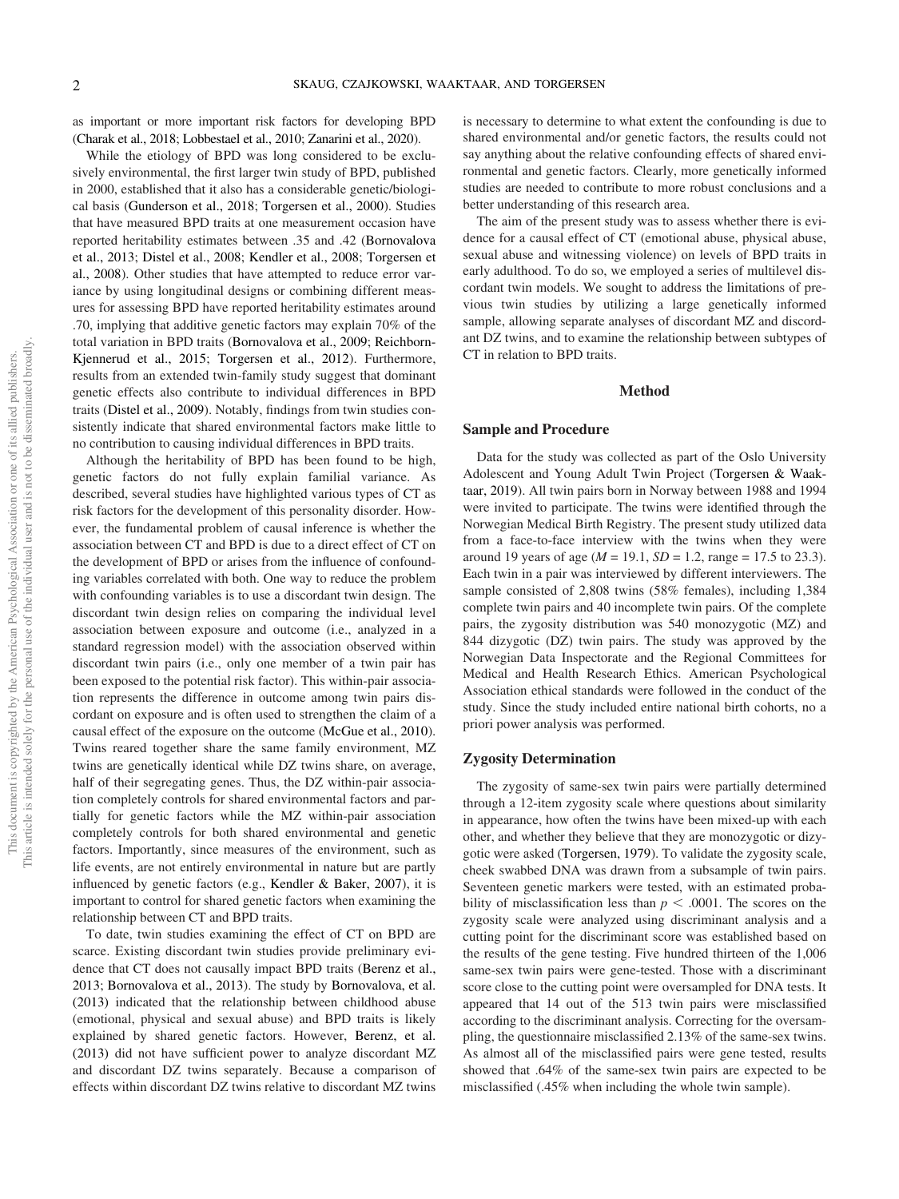as important or more important risk factors for developing BPD (Charak et al., 2018; Lobbestael et al., 2010; Zanarini et al., 2020).

While the etiology of BPD was long considered to be exclusively environmental, the first larger twin study of BPD, published in 2000, established that it also has a considerable genetic/biological basis (Gunderson et al., 2018; Torgersen et al., 2000). Studies that have measured BPD traits at one measurement occasion have reported heritability estimates between .35 and .42 (Bornovalova et al., 2013; Distel et al., 2008; Kendler et al., 2008; Torgersen et al., 2008). Other studies that have attempted to reduce error variance by using longitudinal designs or combining different measures for assessing BPD have reported heritability estimates around .70, implying that additive genetic factors may explain 70% of the total variation in BPD traits (Bornovalova et al., 2009; Reichborn-Kjennerud et al., 2015; Torgersen et al., 2012). Furthermore, results from an extended twin-family study suggest that dominant genetic effects also contribute to individual differences in BPD traits (Distel et al., 2009). Notably, findings from twin studies consistently indicate that shared environmental factors make little to no contribution to causing individual differences in BPD traits.

Although the heritability of BPD has been found to be high, genetic factors do not fully explain familial variance. As described, several studies have highlighted various types of CT as risk factors for the development of this personality disorder. However, the fundamental problem of causal inference is whether the association between CT and BPD is due to a direct effect of CT on the development of BPD or arises from the influence of confounding variables correlated with both. One way to reduce the problem with confounding variables is to use a discordant twin design. The discordant twin design relies on comparing the individual level association between exposure and outcome (i.e., analyzed in a standard regression model) with the association observed within discordant twin pairs (i.e., only one member of a twin pair has been exposed to the potential risk factor). This within-pair association represents the difference in outcome among twin pairs discordant on exposure and is often used to strengthen the claim of a causal effect of the exposure on the outcome (McGue et al., 2010). Twins reared together share the same family environment, MZ twins are genetically identical while DZ twins share, on average, half of their segregating genes. Thus, the DZ within-pair association completely controls for shared environmental factors and partially for genetic factors while the MZ within-pair association completely controls for both shared environmental and genetic factors. Importantly, since measures of the environment, such as life events, are not entirely environmental in nature but are partly influenced by genetic factors (e.g., Kendler & Baker, 2007), it is important to control for shared genetic factors when examining the relationship between CT and BPD traits.

To date, twin studies examining the effect of CT on BPD are scarce. Existing discordant twin studies provide preliminary evidence that CT does not causally impact BPD traits (Berenz et al., 2013; Bornovalova et al., 2013). The study by Bornovalova, et al. (2013) indicated that the relationship between childhood abuse (emotional, physical and sexual abuse) and BPD traits is likely explained by shared genetic factors. However, Berenz, et al. (2013) did not have sufficient power to analyze discordant MZ and discordant DZ twins separately. Because a comparison of effects within discordant DZ twins relative to discordant MZ twins is necessary to determine to what extent the confounding is due to shared environmental and/or genetic factors, the results could not say anything about the relative confounding effects of shared environmental and genetic factors. Clearly, more genetically informed studies are needed to contribute to more robust conclusions and a better understanding of this research area.

The aim of the present study was to assess whether there is evidence for a causal effect of CT (emotional abuse, physical abuse, sexual abuse and witnessing violence) on levels of BPD traits in early adulthood. To do so, we employed a series of multilevel discordant twin models. We sought to address the limitations of previous twin studies by utilizing a large genetically informed sample, allowing separate analyses of discordant MZ and discordant DZ twins, and to examine the relationship between subtypes of CT in relation to BPD traits.

## Method

### Sample and Procedure

Data for the study was collected as part of the Oslo University Adolescent and Young Adult Twin Project (Torgersen & Waaktaar, 2019). All twin pairs born in Norway between 1988 and 1994 were invited to participate. The twins were identified through the Norwegian Medical Birth Registry. The present study utilized data from a face-to-face interview with the twins when they were around 19 years of age ($M = 19.1$, $SD = 1.2$, range = 17.5 to 23.3). Each twin in a pair was interviewed by different interviewers. The sample consisted of 2,808 twins (58% females), including 1,384 complete twin pairs and 40 incomplete twin pairs. Of the complete pairs, the zygosity distribution was 540 monozygotic (MZ) and 844 dizygotic (DZ) twin pairs. The study was approved by the Norwegian Data Inspectorate and the Regional Committees for Medical and Health Research Ethics. American Psychological Association ethical standards were followed in the conduct of the study. Since the study included entire national birth cohorts, no a priori power analysis was performed.

### Zygosity Determination

The zygosity of same-sex twin pairs were partially determined through a 12-item zygosity scale where questions about similarity in appearance, how often the twins have been mixed-up with each other, and whether they believe that they are monozygotic or dizygotic were asked (Torgersen, 1979). To validate the zygosity scale, cheek swabbed DNA was drawn from a subsample of twin pairs. Seventeen genetic markers were tested, with an estimated probability of misclassification less than $p < .0001$. The scores on the zygosity scale were analyzed using discriminant analysis and a cutting point for the discriminant score was established based on the results of the gene testing. Five hundred thirteen of the 1,006 same-sex twin pairs were gene-tested. Those with a discriminant score close to the cutting point were oversampled for DNA tests. It appeared that 14 out of the 513 twin pairs were misclassified according to the discriminant analysis. Correcting for the oversampling, the questionnaire misclassified 2.13% of the same-sex twins. As almost all of the misclassified pairs were gene tested, results showed that .64% of the same-sex twin pairs are expected to be misclassified (.45% when including the whole twin sample).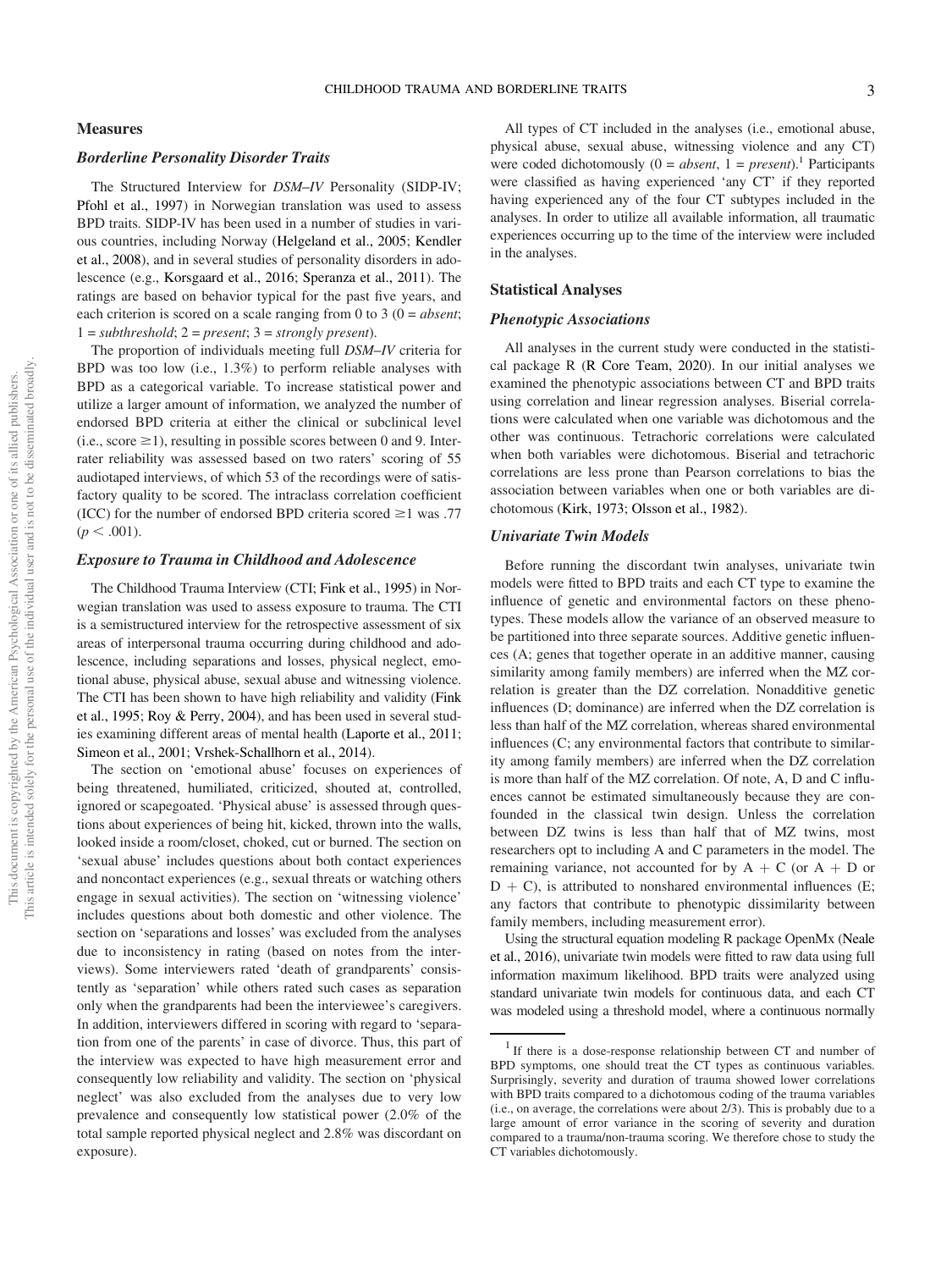## Measures

### Borderline Personality Disorder Traits

The Structured Interview for *DSM–IV* Personality (SIDP-IV; Pfohl et al., 1997) in Norwegian translation was used to assess BPD traits. SIDP-IV has been used in a number of studies in various countries, including Norway (Helgeland et al., 2005; Kendler et al., 2008), and in several studies of personality disorders in adolescence (e.g., Korsgaard et al., 2016; Speranza et al., 2011). The ratings are based on behavior typical for the past five years, and each criterion is scored on a scale ranging from 0 to 3 (0 = *absent*; 1 = *subthreshold*; 2 = *present*; 3 = *strongly present*).

The proportion of individuals meeting full *DSM–IV* criteria for BPD was too low (i.e., 1.3%) to perform reliable analyses with BPD as a categorical variable. To increase statistical power and utilize a larger amount of information, we analyzed the number of endorsed BPD criteria at either the clinical or subclinical level (i.e., score $\geq 1$), resulting in possible scores between 0 and 9. Interrater reliability was assessed based on two raters' scoring of 55 audiotaped interviews, of which 53 of the recordings were of satisfactory quality to be scored. The intraclass correlation coefficient (ICC) for the number of endorsed BPD criteria scored $\geq 1$ was .77 ($p < .001$).

### Exposure to Trauma in Childhood and Adolescence

The Childhood Trauma Interview (CTI; Fink et al., 1995) in Norwegian translation was used to assess exposure to trauma. The CTI is a semistructured interview for the retrospective assessment of six areas of interpersonal trauma occurring during childhood and adolescence, including separations and losses, physical neglect, emotional abuse, physical abuse, sexual abuse and witnessing violence. The CTI has been shown to have high reliability and validity (Fink et al., 1995; Roy & Perry, 2004), and has been used in several studies examining different areas of mental health (Laporte et al., 2011; Simeon et al., 2001; Vrshek-Schallhorn et al., 2014).

The section on 'emotional abuse' focuses on experiences of being threatened, humiliated, criticized, shouted at, controlled, ignored or scapegoated. 'Physical abuse' is assessed through questions about experiences of being hit, kicked, thrown into the walls, looked inside a room/closet, choked, cut or burned. The section on 'sexual abuse' includes questions about both contact experiences and noncontact experiences (e.g., sexual threats or watching others engage in sexual activities). The section on 'witnessing violence' includes questions about both domestic and other violence. The section on 'separations and losses' was excluded from the analyses due to inconsistency in rating (based on notes from the interviews). Some interviewers rated 'death of grandparents' consistently as 'separation' while others rated such cases as separation only when the grandparents had been the interviewee's caregivers. In addition, interviewers differed in scoring with regard to 'separation from one of the parents' in case of divorce. Thus, this part of the interview was expected to have high measurement error and consequently low reliability and validity. The section on 'physical neglect' was also excluded from the analyses due to very low prevalence and consequently low statistical power (2.0% of the total sample reported physical neglect and 2.8% was discordant on exposure).

All types of CT included in the analyses (i.e., emotional abuse, physical abuse, sexual abuse, witnessing violence and any CT) were coded dichotomously (0 = *absent*, 1 = *present*).[1] Participants were classified as having experienced 'any CT' if they reported having experienced any of the four CT subtypes included in the analyses. In order to utilize all available information, all traumatic experiences occurring up to the time of the interview were included in the analyses.

## Statistical Analyses

### Phenotypic Associations

All analyses in the current study were conducted in the statistical package R (R Core Team, 2020). In our initial analyses we examined the phenotypic associations between CT and BPD traits using correlation and linear regression analyses. Biserial correlations were calculated when one variable was dichotomous and the other was continuous. Tetrachoric correlations were calculated when both variables were dichotomous. Biserial and tetrachoric correlations are less prone than Pearson correlations to bias the association between variables when one or both variables are dichotomous (Kirk, 1973; Olsson et al., 1982).

### Univariate Twin Models

Before running the discordant twin analyses, univariate twin models were fitted to BPD traits and each CT type to examine the influence of genetic and environmental factors on these phenotypes. These models allow the variance of an observed measure to be partitioned into three separate sources. Additive genetic influences (A; genes that together operate in an additive manner, causing similarity among family members) are inferred when the MZ correlation is greater than the DZ correlation. Nonadditive genetic influences (D; dominance) are inferred when the DZ correlation is less than half of the MZ correlation, whereas shared environmental influences (C; any environmental factors that contribute to similarity among family members) are inferred when the DZ correlation is more than half of the MZ correlation. Of note, A, D and C influences cannot be estimated simultaneously because they are confounded in the classical twin design. Unless the correlation between DZ twins is less than half that of MZ twins, most researchers opt to including A and C parameters in the model. The remaining variance, not accounted for by A + C (or A + D or D + C), is attributed to nonshared environmental influences (E; any factors that contribute to phenotypic dissimilarity between family members, including measurement error).

Using the structural equation modeling R package OpenMx (Neale et al., 2016), univariate twin models were fitted to raw data using full information maximum likelihood. BPD traits were analyzed using standard univariate twin models for continuous data, and each CT was modeled using a threshold model, where a continuous normally

[1] If there is a dose-response relationship between CT and number of BPD symptoms, one should treat the CT types as continuous variables. Surprisingly, severity and duration of trauma showed lower correlations with BPD traits compared to a dichotomous coding of the trauma variables (i.e., on average, the correlations were about 2/3). This is probably due to a large amount of error variance in the scoring of severity and duration compared to a trauma/non-trauma scoring. We therefore chose to study the CT variables dichotomously.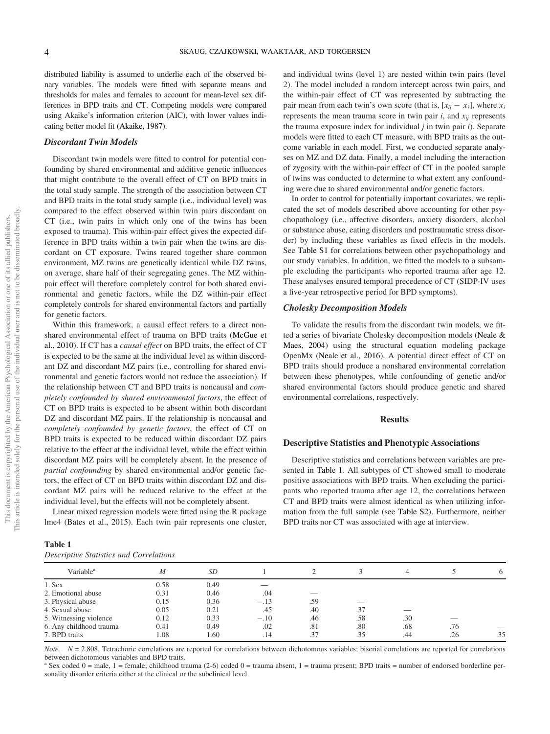distributed liability is assumed to underlie each of the observed binary variables. The models were fitted with separate means and thresholds for males and females to account for mean-level sex differences in BPD traits and CT. Competing models were compared using Akaike's information criterion (AIC), with lower values indicating better model fit (Akaike, 1987).

### Discordant Twin Models

Discordant twin models were fitted to control for potential confounding by shared environmental and additive genetic influences that might contribute to the overall effect of CT on BPD traits in the total study sample. The strength of the association between CT and BPD traits in the total study sample (i.e., individual level) was compared to the effect observed within twin pairs discordant on CT (i.e., twin pairs in which only one of the twins has been exposed to trauma). This within-pair effect gives the expected difference in BPD traits within a twin pair when the twins are discordant on CT exposure. Twins reared together share common environment, MZ twins are genetically identical while DZ twins, on average, share half of their segregating genes. The MZ within-pair effect will therefore completely control for both shared environmental and genetic factors, while the DZ within-pair effect completely controls for shared environmental factors and partially for genetic factors.

Within this framework, a causal effect refers to a direct nonshared environmental effect of trauma on BPD traits (McGue et al., 2010). If CT has a *causal effect* on BPD traits, the effect of CT is expected to be the same at the individual level as within discordant DZ and discordant MZ pairs (i.e., controlling for shared environmental and genetic factors would not reduce the association). If the relationship between CT and BPD traits is noncausal and *completely confounded by shared environmental factors*, the effect of CT on BPD traits is expected to be absent within both discordant DZ and discordant MZ pairs. If the relationship is noncausal and *completely confounded by genetic factors*, the effect of CT on BPD traits is expected to be reduced within discordant DZ pairs relative to the effect at the individual level, while the effect within discordant MZ pairs will be completely absent. In the presence of *partial confounding* by shared environmental and/or genetic factors, the effect of CT on BPD traits within discordant DZ and discordant MZ pairs will be reduced relative to the effect at the individual level, but the effects will not be completely absent.

Linear mixed regression models were fitted using the R package lme4 (Bates et al., 2015). Each twin pair represents one cluster, and individual twins (level 1) are nested within twin pairs (level 2). The model included a random intercept across twin pairs, and the within-pair effect of CT was represented by subtracting the pair mean from each twin's own score (that is, $[x_{ij} - \bar{x}_i]$, where $\bar{x}_i$ represents the mean trauma score in twin pair $i$, and $x_{ij}$ represents the trauma exposure index for individual $j$ in twin pair $i$). Separate models were fitted to each CT measure, with BPD traits as the outcome variable in each model. First, we conducted separate analyses on MZ and DZ data. Finally, a model including the interaction of zygosity with the within-pair effect of CT in the pooled sample of twins was conducted to determine to what extent any confounding were due to shared environmental and/or genetic factors.

In order to control for potentially important covariates, we replicated the set of models described above accounting for other psychopathology (i.e., affective disorders, anxiety disorders, alcohol or substance abuse, eating disorders and posttraumatic stress disorder) by including these variables as fixed effects in the models. See Table S1 for correlations between other psychopathology and our study variables. In addition, we fitted the models to a subsample excluding the participants who reported trauma after age 12. These analyses ensured temporal precedence of CT (SIDP-IV uses a five-year retrospective period for BPD symptoms).

### Cholesky Decomposition Models

To validate the results from the discordant twin models, we fitted a series of bivariate Cholesky decomposition models (Neale & Maes, 2004) using the structural equation modeling package OpenMx (Neale et al., 2016). A potential direct effect of CT on BPD traits should produce a nonshared environmental correlation between these phenotypes, while confounding of genetic and/or shared environmental factors should produce genetic and shared environmental correlations, respectively.

## Results

### Descriptive Statistics and Phenotypic Associations

Descriptive statistics and correlations between variables are presented in Table 1. All subtypes of CT showed small to moderate positive associations with BPD traits. When excluding the participants who reported trauma after age 12, the correlations between CT and BPD traits were almost identical as when utilizing information from the full sample (see Table S2). Furthermore, neither BPD traits nor CT was associated with age at interview.

**Table 1**
*Descriptive Statistics and Correlations*

| Variable[a] | *M* | *SD* | 1 | 2 | 3 | 4 | 5 | 6 |
|---|---|---|---|---|---|---|---|---|
| 1. Sex | 0.58 | 0.49 | — | | | | | |
| 2. Emotional abuse | 0.31 | 0.46 | .04 | — | | | | |
| 3. Physical abuse | 0.15 | 0.36 | −.13 | .59 | — | | | |
| 4. Sexual abuse | 0.05 | 0.21 | .45 | .40 | .37 | — | | |
| 5. Witnessing violence | 0.12 | 0.33 | −.10 | .46 | .58 | .30 | — | |
| 6. Any childhood trauma | 0.41 | 0.49 | .02 | .81 | .80 | .68 | .76 | — |
| 7. BPD traits | 1.08 | 1.60 | .14 | .37 | .35 | .44 | .26 | .35 |

*Note.* $N = 2,808$. Tetrachoric correlations are reported for correlations between dichotomous variables; biserial correlations are reported for correlations between dichotomous variables and BPD traits.

[a] Sex coded 0 = male, 1 = female; childhood trauma (2-6) coded 0 = trauma absent, 1 = trauma present; BPD traits = number of endorsed borderline personality disorder criteria either at the clinical or the subclinical level.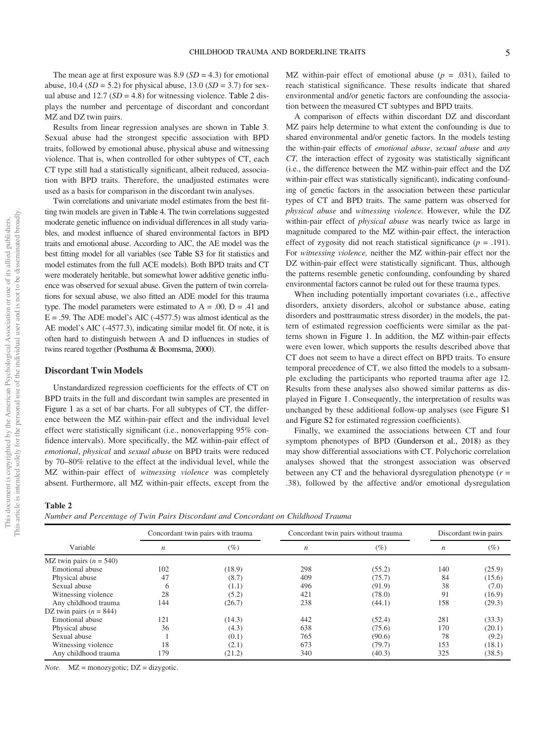The mean age at first exposure was 8.9 ($SD$ = 4.3) for emotional abuse, 10.4 ($SD$ = 5.2) for physical abuse, 13.0 ($SD$ = 3.7) for sexual abuse and 12.7 ($SD$ = 4.8) for witnessing violence. Table 2 displays the number and percentage of discordant and concordant MZ and DZ twin pairs.

Results from linear regression analyses are shown in Table 3. Sexual abuse had the strongest specific association with BPD traits, followed by emotional abuse, physical abuse and witnessing violence. That is, when controlled for other subtypes of CT, each CT type still had a statistically significant, albeit reduced, association with BPD traits. Therefore, the unadjusted estimates were used as a basis for comparison in the discordant twin analyses.

Twin correlations and univariate model estimates from the best fitting twin models are given in Table 4. The twin correlations suggested moderate genetic influence on individual differences in all study variables, and modest influence of shared environmental factors in BPD traits and emotional abuse. According to AIC, the AE model was the best fitting model for all variables (see Table S3 for fit statistics and model estimates from the full ACE models). Both BPD traits and CT were moderately heritable, but somewhat lower additive genetic influence was observed for sexual abuse. Given the pattern of twin correlations for sexual abuse, we also fitted an ADE model for this trauma type. The model parameters were estimated to A = .00, D = .41 and E = .59. The ADE model's AIC (-4577.5) was almost identical as the AE model's AIC (-4577.3), indicating similar model fit. Of note, it is often hard to distinguish between A and D influences in studies of twins reared together (Posthuma & Boomsma, 2000).

## Discordant Twin Models

Unstandardized regression coefficients for the effects of CT on BPD traits in the full and discordant twin samples are presented in Figure 1 as a set of bar charts. For all subtypes of CT, the difference between the MZ within-pair effect and the individual level effect were statistically significant (i.e., nonoverlapping 95% confidence intervals). More specifically, the MZ within-pair effect of *emotional*, *physical* and *sexual abuse* on BPD traits were reduced by 70–80% relative to the effect at the individual level, while the MZ within-pair effect of *witnessing violence* was completely absent. Furthermore, all MZ within-pair effects, except from the MZ within-pair effect of emotional abuse ($p$ = .031), failed to reach statistical significance. These results indicate that shared environmental and/or genetic factors are confounding the association between the measured CT subtypes and BPD traits.

A comparison of effects within discordant DZ and discordant MZ pairs help determine to what extent the confounding is due to shared environmental and/or genetic factors. In the models testing the within-pair effects of *emotional abuse*, *sexual abuse* and *any CT*, the interaction effect of zygosity was statistically significant (i.e., the difference between the MZ within-pair effect and the DZ within-pair effect was statistically significant), indicating confounding of genetic factors in the association between these particular types of CT and BPD traits. The same pattern was observed for *physical abuse* and *witnessing violence*. However, while the DZ within-pair effect of *physical abuse* was nearly twice as large in magnitude compared to the MZ within-pair effect, the interaction effect of zygosity did not reach statistical significance ($p$ = .191). For *witnessing violence*, neither the MZ within-pair effect nor the DZ within-pair effect were statistically significant. Thus, although the patterns resemble genetic confounding, confounding by shared environmental factors cannot be ruled out for these trauma types.

When including potentially important covariates (i.e., affective disorders, anxiety disorders, alcohol or substance abuse, eating disorders and posttraumatic stress disorder) in the models, the pattern of estimated regression coefficients were similar as the patterns shown in Figure 1. In addition, the MZ within-pair effects were even lower, which supports the results described above that CT does not seem to have a direct effect on BPD traits. To ensure temporal precedence of CT, we also fitted the models to a subsample excluding the participants who reported trauma after age 12. Results from these analyses also showed similar patterns as displayed in Figure 1. Consequently, the interpretation of results was unchanged by these additional follow-up analyses (see Figure S1 and Figure S2 for estimated regression coefficients).

Finally, we examined the associations between CT and four symptom phenotypes of BPD (Gunderson et al., 2018) as they may show differential associations with CT. Polychoric correlation analyses showed that the strongest association was observed between any CT and the behavioral dysregulation phenotype ($r$ = .38), followed by the affective and/or emotional dysregulation

**Table 2**

*Number and Percentage of Twin Pairs Discordant and Concordant on Childhood Trauma*

| Variable | Concordant twin pairs with trauma | | Concordant twin pairs without trauma | | Discordant twin pairs | |
|---|---|---|---|---|---|---|
| | $n$ | (%) | $n$ | (%) | $n$ | (%) |
| MZ twin pairs ($n$ = 540) | | | | | | |
| Emotional abuse | 102 | (18.9) | 298 | (55.2) | 140 | (25.9) |
| Physical abuse | 47 | (8.7) | 409 | (75.7) | 84 | (15.6) |
| Sexual abuse | 6 | (1.1) | 496 | (91.9) | 38 | (7.0) |
| Witnessing violence | 28 | (5.2) | 421 | (78.0) | 91 | (16.9) |
| Any childhood trauma | 144 | (26.7) | 238 | (44.1) | 158 | (29.3) |
| DZ twin pairs ($n$ = 844) | | | | | | |
| Emotional abuse | 121 | (14.3) | 442 | (52.4) | 281 | (33.3) |
| Physical abuse | 36 | (4.3) | 638 | (75.6) | 170 | (20.1) |
| Sexual abuse | 1 | (0.1) | 765 | (90.6) | 78 | (9.2) |
| Witnessing violence | 18 | (2.1) | 673 | (79.7) | 153 | (18.1) |
| Any childhood trauma | 179 | (21.2) | 340 | (40.3) | 325 | (38.5) |

*Note*. MZ = monozygotic; DZ = dizygotic.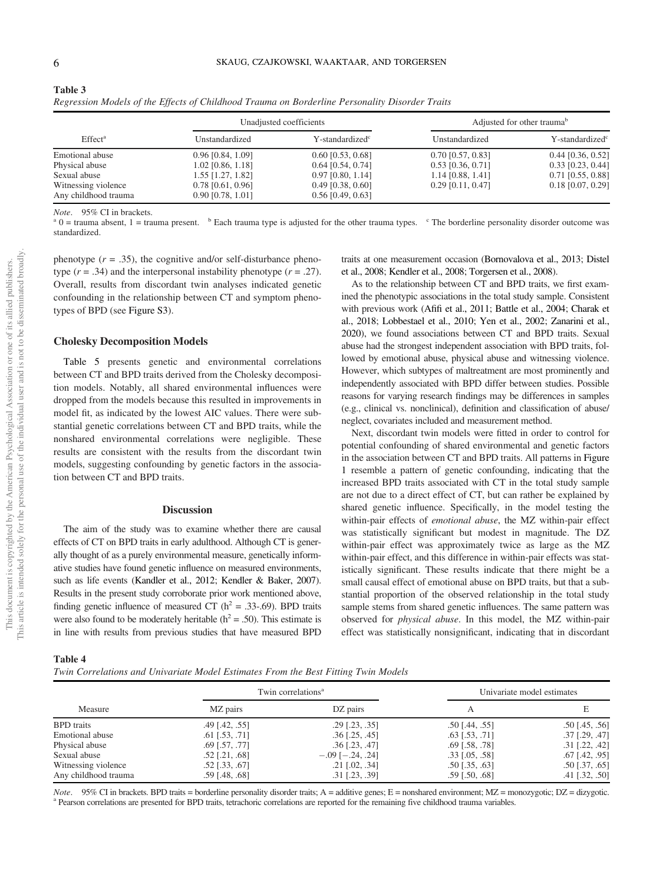**Table 3**
*Regression Models of the Effects of Childhood Trauma on Borderline Personality Disorder Traits*

| Effect[a] | Unadjusted coefficients | | Adjusted for other trauma[b] | |
|---|---|---|---|---|
| | Unstandardized | Y-standardized[c] | Unstandardized | Y-standardized[c] |
| Emotional abuse | 0.96 [0.84, 1.09] | 0.60 [0.53, 0.68] | 0.70 [0.57, 0.83] | 0.44 [0.36, 0.52] |
| Physical abuse | 1.02 [0.86, 1.18] | 0.64 [0.54, 0.74] | 0.53 [0.36, 0.71] | 0.33 [0.23, 0.44] |
| Sexual abuse | 1.55 [1.27, 1.82] | 0.97 [0.80, 1.14] | 1.14 [0.88, 1.41] | 0.71 [0.55, 0.88] |
| Witnessing violence | 0.78 [0.61, 0.96] | 0.49 [0.38, 0.60] | 0.29 [0.11, 0.47] | 0.18 [0.07, 0.29] |
| Any childhood trauma | 0.90 [0.78, 1.01] | 0.56 [0.49, 0.63] | | |

*Note*. 95% CI in brackets.
[a] 0 = trauma absent, 1 = trauma present. [b] Each trauma type is adjusted for the other trauma types. [c] The borderline personality disorder outcome was standardized.

phenotype ($r$ = .35), the cognitive and/or self-disturbance phenotype ($r$ = .34) and the interpersonal instability phenotype ($r$ = .27). Overall, results from discordant twin analyses indicated genetic confounding in the relationship between CT and symptom phenotypes of BPD (see Figure S3).

### Cholesky Decomposition Models

Table 5 presents genetic and environmental correlations between CT and BPD traits derived from the Cholesky decomposition models. Notably, all shared environmental influences were dropped from the models because this resulted in improvements in model fit, as indicated by the lowest AIC values. There were substantial genetic correlations between CT and BPD traits, while the nonshared environmental correlations were negligible. These results are consistent with the results from the discordant twin models, suggesting confounding by genetic factors in the association between CT and BPD traits.

## Discussion

The aim of the study was to examine whether there are causal effects of CT on BPD traits in early adulthood. Although CT is generally thought of as a purely environmental measure, genetically informative studies have found genetic influence on measured environments, such as life events (Kandler et al., 2012; Kendler & Baker, 2007). Results in the present study corroborate prior work mentioned above, finding genetic influence of measured CT ($h^2$ = .33-.69). BPD traits were also found to be moderately heritable ($h^2$ = .50). This estimate is in line with results from previous studies that have measured BPD traits at one measurement occasion (Bornovalova et al., 2013; Distel et al., 2008; Kendler et al., 2008; Torgersen et al., 2008).

As to the relationship between CT and BPD traits, we first examined the phenotypic associations in the total study sample. Consistent with previous work (Afifi et al., 2011; Battle et al., 2004; Charak et al., 2018; Lobbestael et al., 2010; Yen et al., 2002; Zanarini et al., 2020), we found associations between CT and BPD traits. Sexual abuse had the strongest independent association with BPD traits, followed by emotional abuse, physical abuse and witnessing violence. However, which subtypes of maltreatment are most prominently and independently associated with BPD differ between studies. Possible reasons for varying research findings may be differences in samples (e.g., clinical vs. nonclinical), definition and classification of abuse/neglect, covariates included and measurement method.

Next, discordant twin models were fitted in order to control for potential confounding of shared environmental and genetic factors in the association between CT and BPD traits. All patterns in Figure 1 resemble a pattern of genetic confounding, indicating that the increased BPD traits associated with CT in the total study sample are not due to a direct effect of CT, but can rather be explained by shared genetic influence. Specifically, in the model testing the within-pair effects of *emotional abuse*, the MZ within-pair effect was statistically significant but modest in magnitude. The DZ within-pair effect was approximately twice as large as the MZ within-pair effect, and this difference in within-pair effects was statistically significant. These results indicate that there might be a small causal effect of emotional abuse on BPD traits, but that a substantial proportion of the observed relationship in the total study sample stems from shared genetic influences. The same pattern was observed for *physical abuse*. In this model, the MZ within-pair effect was statistically nonsignificant, indicating that in discordant

**Table 4**
*Twin Correlations and Univariate Model Estimates From the Best Fitting Twin Models*

| Measure | Twin correlations[a] | | Univariate model estimates | |
|---|---|---|---|---|
| | MZ pairs | DZ pairs | A | E |
| BPD traits | .49 [.42, .55] | .29 [.23, .35] | .50 [.44, .55] | .50 [.45, .56] |
| Emotional abuse | .61 [.53, .71] | .36 [.25, .45] | .63 [.53, .71] | .37 [.29, .47] |
| Physical abuse | .69 [.57, .77] | .36 [.23, .47] | .69 [.58, .78] | .31 [.22, .42] |
| Sexual abuse | .52 [.21, .68] | −.09 [−.24, .24] | .33 [.05, .58] | .67 [.42, .95] |
| Witnessing violence | .52 [.33, .67] | .21 [.02, .34] | .50 [.35, .63] | .50 [.37, .65] |
| Any childhood trauma | .59 [.48, .68] | .31 [.23, .39] | .59 [.50, .68] | .41 [.32, .50] |

*Note*. 95% CI in brackets. BPD traits = borderline personality disorder traits; A = additive genes; E = nonshared environment; MZ = monozygotic; DZ = dizygotic.
[a] Pearson correlations are presented for BPD traits, tetrachoric correlations are reported for the remaining five childhood trauma variables.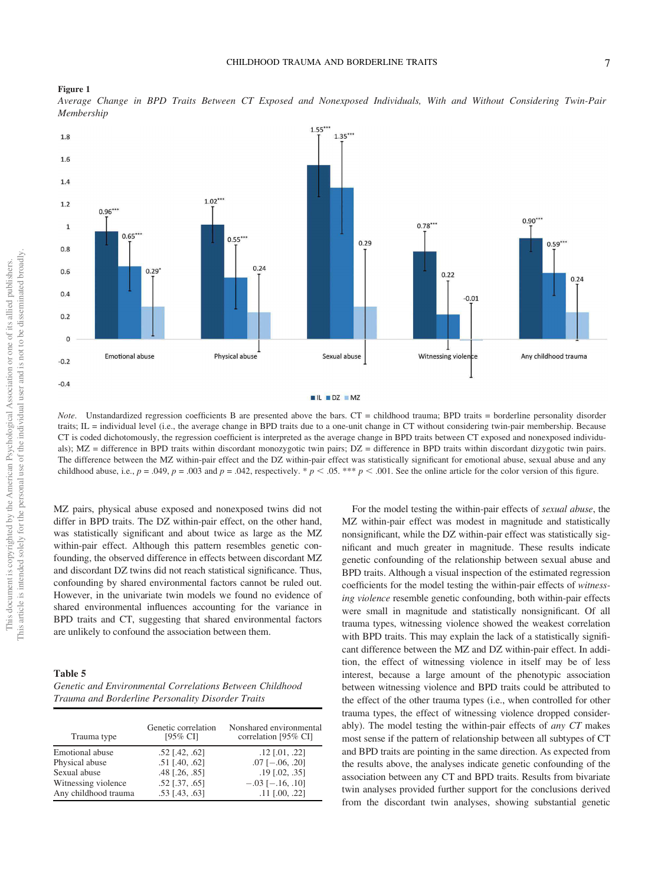**Figure 1**

*Average Change in BPD Traits Between CT Exposed and Nonexposed Individuals, With and Without Considering Twin-Pair Membership*

*Note*. Unstandardized regression coefficients B are presented above the bars. CT = childhood trauma; BPD traits = borderline personality disorder traits; IL = individual level (i.e., the average change in BPD traits due to a one-unit change in CT without considering twin-pair membership. Because CT is coded dichotomously, the regression coefficient is interpreted as the average change in BPD traits between CT exposed and nonexposed individuals); MZ = difference in BPD traits within discordant monozygotic twin pairs; DZ = difference in BPD traits within discordant dizygotic twin pairs. The difference between the MZ within-pair effect and the DZ within-pair effect was statistically significant for emotional abuse, sexual abuse and any childhood abuse, i.e., $p = .049$, $p = .003$ and $p = .042$, respectively. * $p < .05$. *** $p < .001$. See the online article for the color version of this figure.

MZ pairs, physical abuse exposed and nonexposed twins did not differ in BPD traits. The DZ within-pair effect, on the other hand, was statistically significant and about twice as large as the MZ within-pair effect. Although this pattern resembles genetic confounding, the observed difference in effects between discordant MZ and discordant DZ twins did not reach statistical significance. Thus, confounding by shared environmental factors cannot be ruled out. However, in the univariate twin models we found no evidence of shared environmental influences accounting for the variance in BPD traits and CT, suggesting that shared environmental factors are unlikely to confound the association between them.

**Table 5**

*Genetic and Environmental Correlations Between Childhood Trauma and Borderline Personality Disorder Traits*

| Trauma type | Genetic correlation [95% CI] | Nonshared environmental correlation [95% CI] |
|---|---|---|
| Emotional abuse | .52 [.42, .62] | .12 [.01, .22] |
| Physical abuse | .51 [.40, .62] | .07 [−.06, .20] |
| Sexual abuse | .48 [.26, .85] | .19 [.02, .35] |
| Witnessing violence | .52 [.37, .65] | −.03 [−.16, .10] |
| Any childhood trauma | .53 [.43, .63] | .11 [.00, .22] |

For the model testing the within-pair effects of *sexual abuse*, the MZ within-pair effect was modest in magnitude and statistically nonsignificant, while the DZ within-pair effect was statistically significant and much greater in magnitude. These results indicate genetic confounding of the relationship between sexual abuse and BPD traits. Although a visual inspection of the estimated regression coefficients for the model testing the within-pair effects of *witnessing violence* resemble genetic confounding, both within-pair effects were small in magnitude and statistically nonsignificant. Of all trauma types, witnessing violence showed the weakest correlation with BPD traits. This may explain the lack of a statistically significant difference between the MZ and DZ within-pair effect. In addition, the effect of witnessing violence in itself may be of less interest, because a large amount of the phenotypic association between witnessing violence and BPD traits could be attributed to the effect of the other trauma types (i.e., when controlled for other trauma types, the effect of witnessing violence dropped considerably). The model testing the within-pair effects of *any CT* makes most sense if the pattern of relationship between all subtypes of CT and BPD traits are pointing in the same direction. As expected from the results above, the analyses indicate genetic confounding of the association between any CT and BPD traits. Results from bivariate twin analyses provided further support for the conclusions derived from the discordant twin analyses, showing substantial genetic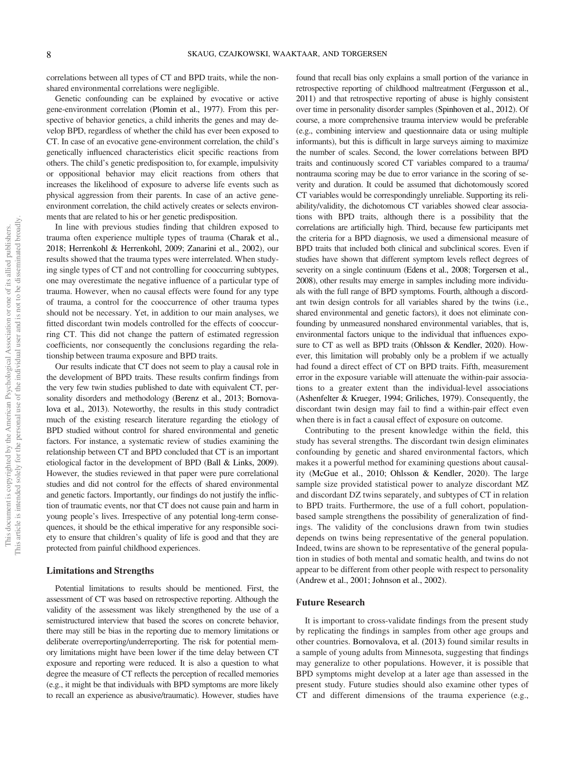correlations between all types of CT and BPD traits, while the non-shared environmental correlations were negligible.

Genetic confounding can be explained by evocative or active gene-environment correlation (Plomin et al., 1977). From this perspective of behavior genetics, a child inherits the genes and may develop BPD, regardless of whether the child has ever been exposed to CT. In case of an evocative gene-environment correlation, the child's genetically influenced characteristics elicit specific reactions from others. The child's genetic predisposition to, for example, impulsivity or oppositional behavior may elicit reactions from others that increases the likelihood of exposure to adverse life events such as physical aggression from their parents. In case of an active gene-environment correlation, the child actively creates or selects environments that are related to his or her genetic predisposition.

In line with previous studies finding that children exposed to trauma often experience multiple types of trauma (Charak et al., 2018; Herrenkohl & Herrenkohl, 2009; Zanarini et al., 2002), our results showed that the trauma types were interrelated. When studying single types of CT and not controlling for cooccurring subtypes, one may overestimate the negative influence of a particular type of trauma. However, when no causal effects were found for any type of trauma, a control for the cooccurrence of other trauma types should not be necessary. Yet, in addition to our main analyses, we fitted discordant twin models controlled for the effects of cooccurring CT. This did not change the pattern of estimated regression coefficients, nor consequently the conclusions regarding the relationship between trauma exposure and BPD traits.

Our results indicate that CT does not seem to play a causal role in the development of BPD traits. These results confirm findings from the very few twin studies published to date with equivalent CT, personality disorders and methodology (Berenz et al., 2013; Bornovalova et al., 2013). Noteworthy, the results in this study contradict much of the existing research literature regarding the etiology of BPD studied without control for shared environmental and genetic factors. For instance, a systematic review of studies examining the relationship between CT and BPD concluded that CT is an important etiological factor in the development of BPD (Ball & Links, 2009). However, the studies reviewed in that paper were pure correlational studies and did not control for the effects of shared environmental and genetic factors. Importantly, our findings do not justify the infliction of traumatic events, nor that CT does not cause pain and harm in young people's lives. Irrespective of any potential long-term consequences, it should be the ethical imperative for any responsible society to ensure that children's quality of life is good and that they are protected from painful childhood experiences.

## Limitations and Strengths

Potential limitations to results should be mentioned. First, the assessment of CT was based on retrospective reporting. Although the validity of the assessment was likely strengthened by the use of a semistructured interview that based the scores on concrete behavior, there may still be bias in the reporting due to memory limitations or deliberate overreporting/underreporting. The risk for potential memory limitations might have been lower if the time delay between CT exposure and reporting were reduced. It is also a question to what degree the measure of CT reflects the perception of recalled memories (e.g., it might be that individuals with BPD symptoms are more likely to recall an experience as abusive/traumatic). However, studies have found that recall bias only explains a small portion of the variance in retrospective reporting of childhood maltreatment (Fergusson et al., 2011) and that retrospective reporting of abuse is highly consistent over time in personality disorder samples (Spinhoven et al., 2012). Of course, a more comprehensive trauma interview would be preferable (e.g., combining interview and questionnaire data or using multiple informants), but this is difficult in large surveys aiming to maximize the number of scales. Second, the lower correlations between BPD traits and continuously scored CT variables compared to a trauma/nontrauma scoring may be due to error variance in the scoring of severity and duration. It could be assumed that dichotomously scored CT variables would be correspondingly unreliable. Supporting its reliability/validity, the dichotomous CT variables showed clear associations with BPD traits, although there is a possibility that the correlations are artificially high. Third, because few participants met the criteria for a BPD diagnosis, we used a dimensional measure of BPD traits that included both clinical and subclinical scores. Even if studies have shown that different symptom levels reflect degrees of severity on a single continuum (Edens et al., 2008; Torgersen et al., 2008), other results may emerge in samples including more individuals with the full range of BPD symptoms. Fourth, although a discordant twin design controls for all variables shared by the twins (i.e., shared environmental and genetic factors), it does not eliminate confounding by unmeasured nonshared environmental variables, that is, environmental factors unique to the individual that influences exposure to CT as well as BPD traits (Ohlsson & Kendler, 2020). However, this limitation will probably only be a problem if we actually had found a direct effect of CT on BPD traits. Fifth, measurement error in the exposure variable will attenuate the within-pair associations to a greater extent than the individual-level associations (Ashenfelter & Krueger, 1994; Griliches, 1979). Consequently, the discordant twin design may fail to find a within-pair effect even when there is in fact a causal effect of exposure on outcome.

Contributing to the present knowledge within the field, this study has several strengths. The discordant twin design eliminates confounding by genetic and shared environmental factors, which makes it a powerful method for examining questions about causality (McGue et al., 2010; Ohlsson & Kendler, 2020). The large sample size provided statistical power to analyze discordant MZ and discordant DZ twins separately, and subtypes of CT in relation to BPD traits. Furthermore, the use of a full cohort, population-based sample strengthens the possibility of generalization of findings. The validity of the conclusions drawn from twin studies depends on twins being representative of the general population. Indeed, twins are shown to be representative of the general population in studies of both mental and somatic health, and twins do not appear to be different from other people with respect to personality (Andrew et al., 2001; Johnson et al., 2002).

## Future Research

It is important to cross-validate findings from the present study by replicating the findings in samples from other age groups and other countries. Bornovalova, et al. (2013) found similar results in a sample of young adults from Minnesota, suggesting that findings may generalize to other populations. However, it is possible that BPD symptoms might develop at a later age than assessed in the present study. Future studies should also examine other types of CT and different dimensions of the trauma experience (e.g.,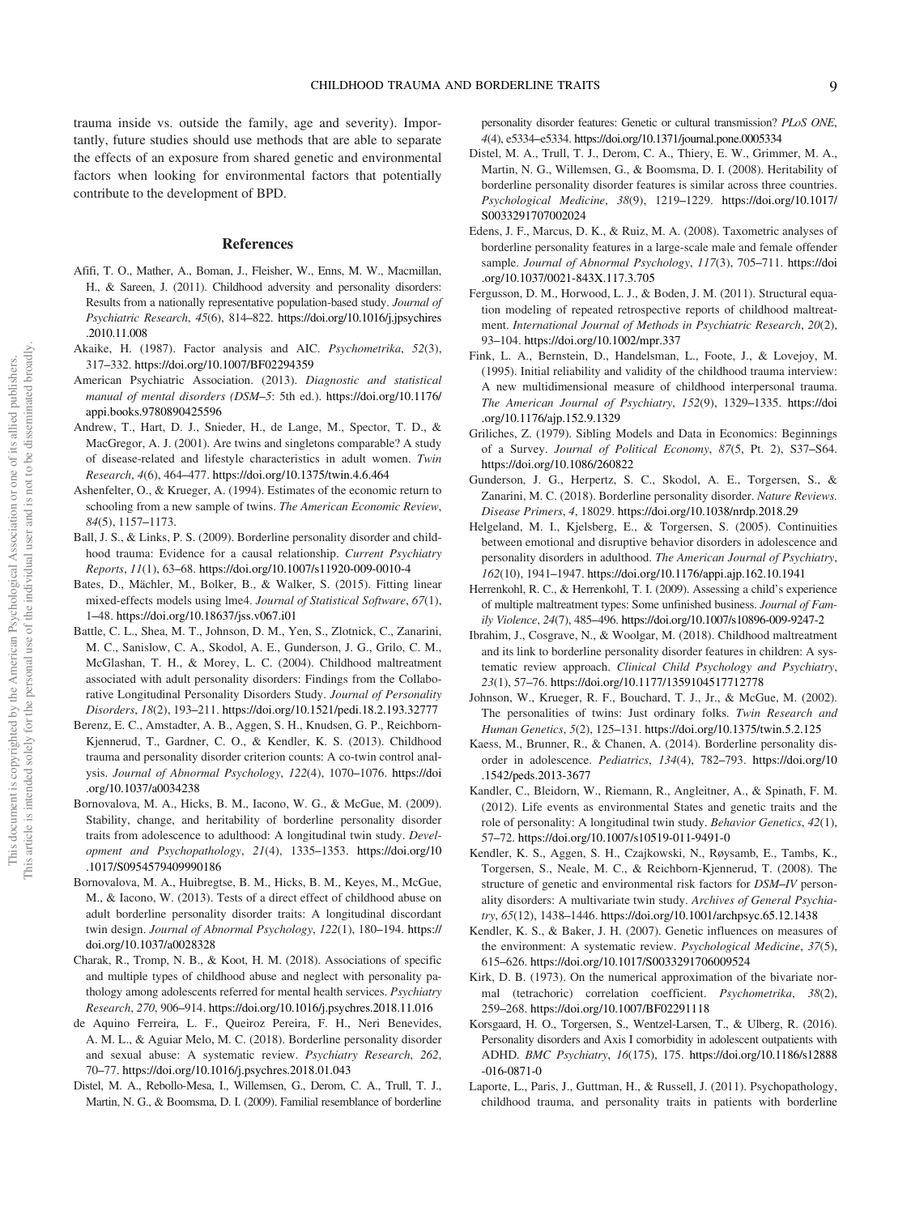trauma inside vs. outside the family, age and severity). Importantly, future studies should use methods that are able to separate the effects of an exposure from shared genetic and environmental factors when looking for environmental factors that potentially contribute to the development of BPD.

## References

Afifi, T. O., Mather, A., Boman, J., Fleisher, W., Enns, M. W., Macmillan, H., & Sareen, J. (2011). Childhood adversity and personality disorders: Results from a nationally representative population-based study. *Journal of Psychiatric Research*, *45*(6), 814–822. https://doi.org/10.1016/j.jpsychires.2010.11.008

Akaike, H. (1987). Factor analysis and AIC. *Psychometrika*, *52*(3), 317–332. https://doi.org/10.1007/BF02294359

American Psychiatric Association. (2013). *Diagnostic and statistical manual of mental disorders (DSM–5*: 5th ed.). https://doi.org/10.1176/appi.books.9780890425596

Andrew, T., Hart, D. J., Snieder, H., de Lange, M., Spector, T. D., & MacGregor, A. J. (2001). Are twins and singletons comparable? A study of disease-related and lifestyle characteristics in adult women. *Twin Research*, *4*(6), 464–477. https://doi.org/10.1375/twin.4.6.464

Ashenfelter, O., & Krueger, A. (1994). Estimates of the economic return to schooling from a new sample of twins. *The American Economic Review*, *84*(5), 1157–1173.

Ball, J. S., & Links, P. S. (2009). Borderline personality disorder and childhood trauma: Evidence for a causal relationship. *Current Psychiatry Reports*, *11*(1), 63–68. https://doi.org/10.1007/s11920-009-0010-4

Bates, D., Mächler, M., Bolker, B., & Walker, S. (2015). Fitting linear mixed-effects models using lme4. *Journal of Statistical Software*, *67*(1), 1–48. https://doi.org/10.18637/jss.v067.i01

Battle, C. L., Shea, M. T., Johnson, D. M., Yen, S., Zlotnick, C., Zanarini, M. C., Sanislow, C. A., Skodol, A. E., Gunderson, J. G., Grilo, C. M., McGlashan, T. H., & Morey, L. C. (2004). Childhood maltreatment associated with adult personality disorders: Findings from the Collaborative Longitudinal Personality Disorders Study. *Journal of Personality Disorders*, *18*(2), 193–211. https://doi.org/10.1521/pedi.18.2.193.32777

Berenz, E. C., Amstadter, A. B., Aggen, S. H., Knudsen, G. P., Reichborn-Kjennerud, T., Gardner, C. O., & Kendler, K. S. (2013). Childhood trauma and personality disorder criterion counts: A co-twin control analysis. *Journal of Abnormal Psychology*, *122*(4), 1070–1076. https://doi.org/10.1037/a0034238

Bornovalova, M. A., Hicks, B. M., Iacono, W. G., & McGue, M. (2009). Stability, change, and heritability of borderline personality disorder traits from adolescence to adulthood: A longitudinal twin study. *Development and Psychopathology*, *21*(4), 1335–1353. https://doi.org/10.1017/S0954579409990186

Bornovalova, M. A., Huibregtse, B. M., Hicks, B. M., Keyes, M., McGue, M., & Iacono, W. (2013). Tests of a direct effect of childhood abuse on adult borderline personality disorder traits: A longitudinal discordant twin design. *Journal of Abnormal Psychology*, *122*(1), 180–194. https://doi.org/10.1037/a0028328

Charak, R., Tromp, N. B., & Koot, H. M. (2018). Associations of specific and multiple types of childhood abuse and neglect with personality pathology among adolescents referred for mental health services. *Psychiatry Research*, *270*, 906–914. https://doi.org/10.1016/j.psychres.2018.11.016

de Aquino Ferreira, L. F., Queiroz Pereira, F. H., Neri Benevides, A. M. L., & Aguiar Melo, M. C. (2018). Borderline personality disorder and sexual abuse: A systematic review. *Psychiatry Research*, *262*, 70–77. https://doi.org/10.1016/j.psychres.2018.01.043

Distel, M. A., Rebollo-Mesa, I., Willemsen, G., Derom, C. A., Trull, T. J., Martin, N. G., & Boomsma, D. I. (2009). Familial resemblance of borderline personality disorder features: Genetic or cultural transmission? *PLoS ONE*, *4*(4), e5334–e5334. https://doi.org/10.1371/journal.pone.0005334

Distel, M. A., Trull, T. J., Derom, C. A., Thiery, E. W., Grimmer, M. A., Martin, N. G., Willemsen, G., & Boomsma, D. I. (2008). Heritability of borderline personality disorder features is similar across three countries. *Psychological Medicine*, *38*(9), 1219–1229. https://doi.org/10.1017/S0033291707002024

Edens, J. F., Marcus, D. K., & Ruiz, M. A. (2008). Taxometric analyses of borderline personality features in a large-scale male and female offender sample. *Journal of Abnormal Psychology*, *117*(3), 705–711. https://doi.org/10.1037/0021-843X.117.3.705

Fergusson, D. M., Horwood, L. J., & Boden, J. M. (2011). Structural equation modeling of repeated retrospective reports of childhood maltreatment. *International Journal of Methods in Psychiatric Research*, *20*(2), 93–104. https://doi.org/10.1002/mpr.337

Fink, L. A., Bernstein, D., Handelsman, L., Foote, J., & Lovejoy, M. (1995). Initial reliability and validity of the childhood trauma interview: A new multidimensional measure of childhood interpersonal trauma. *The American Journal of Psychiatry*, *152*(9), 1329–1335. https://doi.org/10.1176/ajp.152.9.1329

Griliches, Z. (1979). Sibling Models and Data in Economics: Beginnings of a Survey. *Journal of Political Economy*, *87*(5, Pt. 2), S37–S64. https://doi.org/10.1086/260822

Gunderson, J. G., Herpertz, S. C., Skodol, A. E., Torgersen, S., & Zanarini, M. C. (2018). Borderline personality disorder. *Nature Reviews. Disease Primers*, *4*, 18029. https://doi.org/10.1038/nrdp.2018.29

Helgeland, M. I., Kjelsberg, E., & Torgersen, S. (2005). Continuities between emotional and disruptive behavior disorders in adolescence and personality disorders in adulthood. *The American Journal of Psychiatry*, *162*(10), 1941–1947. https://doi.org/10.1176/appi.ajp.162.10.1941

Herrenkohl, R. C., & Herrenkohl, T. I. (2009). Assessing a child's experience of multiple maltreatment types: Some unfinished business. *Journal of Family Violence*, *24*(7), 485–496. https://doi.org/10.1007/s10896-009-9247-2

Ibrahim, J., Cosgrave, N., & Woolgar, M. (2018). Childhood maltreatment and its link to borderline personality disorder features in children: A systematic review approach. *Clinical Child Psychology and Psychiatry*, *23*(1), 57–76. https://doi.org/10.1177/1359104517712778

Johnson, W., Krueger, R. F., Bouchard, T. J., Jr., & McGue, M. (2002). The personalities of twins: Just ordinary folks. *Twin Research and Human Genetics*, *5*(2), 125–131. https://doi.org/10.1375/twin.5.2.125

Kaess, M., Brunner, R., & Chanen, A. (2014). Borderline personality disorder in adolescence. *Pediatrics*, *134*(4), 782–793. https://doi.org/10.1542/peds.2013-3677

Kandler, C., Bleidorn, W., Riemann, R., Angleitner, A., & Spinath, F. M. (2012). Life events as environmental States and genetic traits and the role of personality: A longitudinal twin study. *Behavior Genetics*, *42*(1), 57–72. https://doi.org/10.1007/s10519-011-9491-0

Kendler, K. S., Aggen, S. H., Czajkowski, N., Røysamb, E., Tambs, K., Torgersen, S., Neale, M. C., & Reichborn-Kjennerud, T. (2008). The structure of genetic and environmental risk factors for *DSM–IV* personality disorders: A multivariate twin study. *Archives of General Psychiatry*, *65*(12), 1438–1446. https://doi.org/10.1001/archpsyc.65.12.1438

Kendler, K. S., & Baker, J. H. (2007). Genetic influences on measures of the environment: A systematic review. *Psychological Medicine*, *37*(5), 615–626. https://doi.org/10.1017/S0033291706009524

Kirk, D. B. (1973). On the numerical approximation of the bivariate normal (tetrachoric) correlation coefficient. *Psychometrika*, *38*(2), 259–268. https://doi.org/10.1007/BF02291118

Korsgaard, H. O., Torgersen, S., Wentzel-Larsen, T., & Ulberg, R. (2016). Personality disorders and Axis I comorbidity in adolescent outpatients with ADHD. *BMC Psychiatry*, *16*(175), 175. https://doi.org/10.1186/s12888-016-0871-0

Laporte, L., Paris, J., Guttman, H., & Russell, J. (2011). Psychopathology, childhood trauma, and personality traits in patients with borderline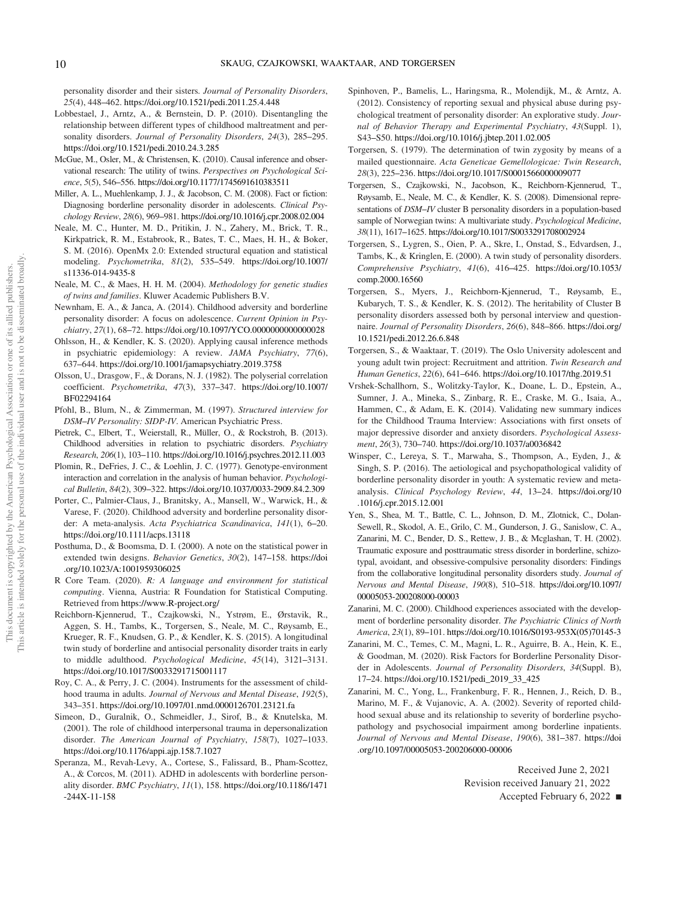personality disorder and their sisters. *Journal of Personality Disorders*, *25*(4), 448–462. https://doi.org/10.1521/pedi.2011.25.4.448

Lobbestael, J., Arntz, A., & Bernstein, D. P. (2010). Disentangling the relationship between different types of childhood maltreatment and personality disorders. *Journal of Personality Disorders*, *24*(3), 285–295. https://doi.org/10.1521/pedi.2010.24.3.285

McGue, M., Osler, M., & Christensen, K. (2010). Causal inference and observational research: The utility of twins. *Perspectives on Psychological Science*, *5*(5), 546–556. https://doi.org/10.1177/1745691610383511

Miller, A. L., Muehlenkamp, J. J., & Jacobson, C. M. (2008). Fact or fiction: Diagnosing borderline personality disorder in adolescents. *Clinical Psychology Review*, *28*(6), 969–981. https://doi.org/10.1016/j.cpr.2008.02.004

Neale, M. C., Hunter, M. D., Pritikin, J. N., Zahery, M., Brick, T. R., Kirkpatrick, R. M., Estabrook, R., Bates, T. C., Maes, H. H., & Boker, S. M. (2016). OpenMx 2.0: Extended structural equation and statistical modeling. *Psychometrika*, *81*(2), 535–549. https://doi.org/10.1007/s11336-014-9435-8

Neale, M. C., & Maes, H. H. M. (2004). *Methodology for genetic studies of twins and families*. Kluwer Academic Publishers B.V.

Newnham, E. A., & Janca, A. (2014). Childhood adversity and borderline personality disorder: A focus on adolescence. *Current Opinion in Psychiatry*, *27*(1), 68–72. https://doi.org/10.1097/YCO.0000000000000028

Ohlsson, H., & Kendler, K. S. (2020). Applying causal inference methods in psychiatric epidemiology: A review. *JAMA Psychiatry*, *77*(6), 637–644. https://doi.org/10.1001/jamapsychiatry.2019.3758

Olsson, U., Drasgow, F., & Dorans, N. J. (1982). The polyserial correlation coefficient. *Psychometrika*, *47*(3), 337–347. https://doi.org/10.1007/BF02294164

Pfohl, B., Blum, N., & Zimmerman, M. (1997). *Structured interview for DSM–IV Personality: SIDP-IV*. American Psychiatric Press.

Pietrek, C., Elbert, T., Weierstall, R., Müller, O., & Rockstroh, B. (2013). Childhood adversities in relation to psychiatric disorders. *Psychiatry Research*, *206*(1), 103–110. https://doi.org/10.1016/j.psychres.2012.11.003

Plomin, R., DeFries, J. C., & Loehlin, J. C. (1977). Genotype-environment interaction and correlation in the analysis of human behavior. *Psychological Bulletin*, *84*(2), 309–322. https://doi.org/10.1037/0033-2909.84.2.309

Porter, C., Palmier-Claus, J., Branitsky, A., Mansell, W., Warwick, H., & Varese, F. (2020). Childhood adversity and borderline personality disorder: A meta-analysis. *Acta Psychiatrica Scandinavica*, *141*(1), 6–20. https://doi.org/10.1111/acps.13118

Posthuma, D., & Boomsma, D. I. (2000). A note on the statistical power in extended twin designs. *Behavior Genetics*, *30*(2), 147–158. https://doi.org/10.1023/A:1001959306025

R Core Team. (2020). *R: A language and environment for statistical computing*. Vienna, Austria: R Foundation for Statistical Computing. Retrieved from https://www.R-project.org/

Reichborn-Kjennerud, T., Czajkowski, N., Ystrøm, E., Ørstavik, R., Aggen, S. H., Tambs, K., Torgersen, S., Neale, M. C., Røysamb, E., Krueger, R. F., Knudsen, G. P., & Kendler, K. S. (2015). A longitudinal twin study of borderline and antisocial personality disorder traits in early to middle adulthood. *Psychological Medicine*, *45*(14), 3121–3131. https://doi.org/10.1017/S0033291715001117

Roy, C. A., & Perry, J. C. (2004). Instruments for the assessment of childhood trauma in adults. *Journal of Nervous and Mental Disease*, *192*(5), 343–351. https://doi.org/10.1097/01.nmd.0000126701.23121.fa

Simeon, D., Guralnik, O., Schmeidler, J., Sirof, B., & Knutelska, M. (2001). The role of childhood interpersonal trauma in depersonalization disorder. *The American Journal of Psychiatry*, *158*(7), 1027–1033. https://doi.org/10.1176/appi.ajp.158.7.1027

Speranza, M., Revah-Levy, A., Cortese, S., Falissard, B., Pham-Scottez, A., & Corcos, M. (2011). ADHD in adolescents with borderline personality disorder. *BMC Psychiatry*, *11*(1), 158. https://doi.org/10.1186/1471-244X-11-158

Spinhoven, P., Bamelis, L., Haringsma, R., Molendijk, M., & Arntz, A. (2012). Consistency of reporting sexual and physical abuse during psychological treatment of personality disorder: An explorative study. *Journal of Behavior Therapy and Experimental Psychiatry*, *43*(Suppl. 1), S43–S50. https://doi.org/10.1016/j.jbtep.2011.02.005

Torgersen, S. (1979). The determination of twin zygosity by means of a mailed questionnaire. *Acta Geneticae Gemellologicae: Twin Research*, *28*(3), 225–236. https://doi.org/10.1017/S0001566000009077

Torgersen, S., Czajkowski, N., Jacobson, K., Reichborn-Kjennerud, T., Røysamb, E., Neale, M. C., & Kendler, K. S. (2008). Dimensional representations of *DSM–IV* cluster B personality disorders in a population-based sample of Norwegian twins: A multivariate study. *Psychological Medicine*, *38*(11), 1617–1625. https://doi.org/10.1017/S0033291708002924

Torgersen, S., Lygren, S., Oien, P. A., Skre, I., Onstad, S., Edvardsen, J., Tambs, K., & Kringlen, E. (2000). A twin study of personality disorders. *Comprehensive Psychiatry*, *41*(6), 416–425. https://doi.org/10.1053/comp.2000.16560

Torgersen, S., Myers, J., Reichborn-Kjennerud, T., Røysamb, E., Kubarych, T. S., & Kendler, K. S. (2012). The heritability of Cluster B personality disorders assessed both by personal interview and questionnaire. *Journal of Personality Disorders*, *26*(6), 848–866. https://doi.org/10.1521/pedi.2012.26.6.848

Torgersen, S., & Waaktaar, T. (2019). The Oslo University adolescent and young adult twin project: Recruitment and attrition. *Twin Research and Human Genetics*, *22*(6), 641–646. https://doi.org/10.1017/thg.2019.51

Vrshek-Schallhorn, S., Wolitzky-Taylor, K., Doane, L. D., Epstein, A., Sumner, J. A., Mineka, S., Zinbarg, R. E., Craske, M. G., Isaia, A., Hammen, C., & Adam, E. K. (2014). Validating new summary indices for the Childhood Trauma Interview: Associations with first onsets of major depressive disorder and anxiety disorders. *Psychological Assessment*, *26*(3), 730–740. https://doi.org/10.1037/a0036842

Winsper, C., Lereya, S. T., Marwaha, S., Thompson, A., Eyden, J., & Singh, S. P. (2016). The aetiological and psychopathological validity of borderline personality disorder in youth: A systematic review and meta-analysis. *Clinical Psychology Review*, *44*, 13–24. https://doi.org/10.1016/j.cpr.2015.12.001

Yen, S., Shea, M. T., Battle, C. L., Johnson, D. M., Zlotnick, C., Dolan-Sewell, R., Skodol, A. E., Grilo, C. M., Gunderson, J. G., Sanislow, C. A., Zanarini, M. C., Bender, D. S., Rettew, J. B., & Mcglashan, T. H. (2002). Traumatic exposure and posttraumatic stress disorder in borderline, schizotypal, avoidant, and obsessive-compulsive personality disorders: Findings from the collaborative longitudinal personality disorders study. *Journal of Nervous and Mental Disease*, *190*(8), 510–518. https://doi.org/10.1097/00005053-200208000-00003

Zanarini, M. C. (2000). Childhood experiences associated with the development of borderline personality disorder. *The Psychiatric Clinics of North America*, *23*(1), 89–101. https://doi.org/10.1016/S0193-953X(05)70145-3

Zanarini, M. C., Temes, C. M., Magni, L. R., Aguirre, B. A., Hein, K. E., & Goodman, M. (2020). Risk Factors for Borderline Personality Disorder in Adolescents. *Journal of Personality Disorders*, *34*(Suppl. B), 17–24. https://doi.org/10.1521/pedi_2019_33_425

Zanarini, M. C., Yong, L., Frankenburg, F. R., Hennen, J., Reich, D. B., Marino, M. F., & Vujanovic, A. A. (2002). Severity of reported childhood sexual abuse and its relationship to severity of borderline psychopathology and psychosocial impairment among borderline inpatients. *Journal of Nervous and Mental Disease*, *190*(6), 381–387. https://doi.org/10.1097/00005053-200206000-00006

Received June 2, 2021
Revision received January 21, 2022
Accepted February 6, 2022 ■